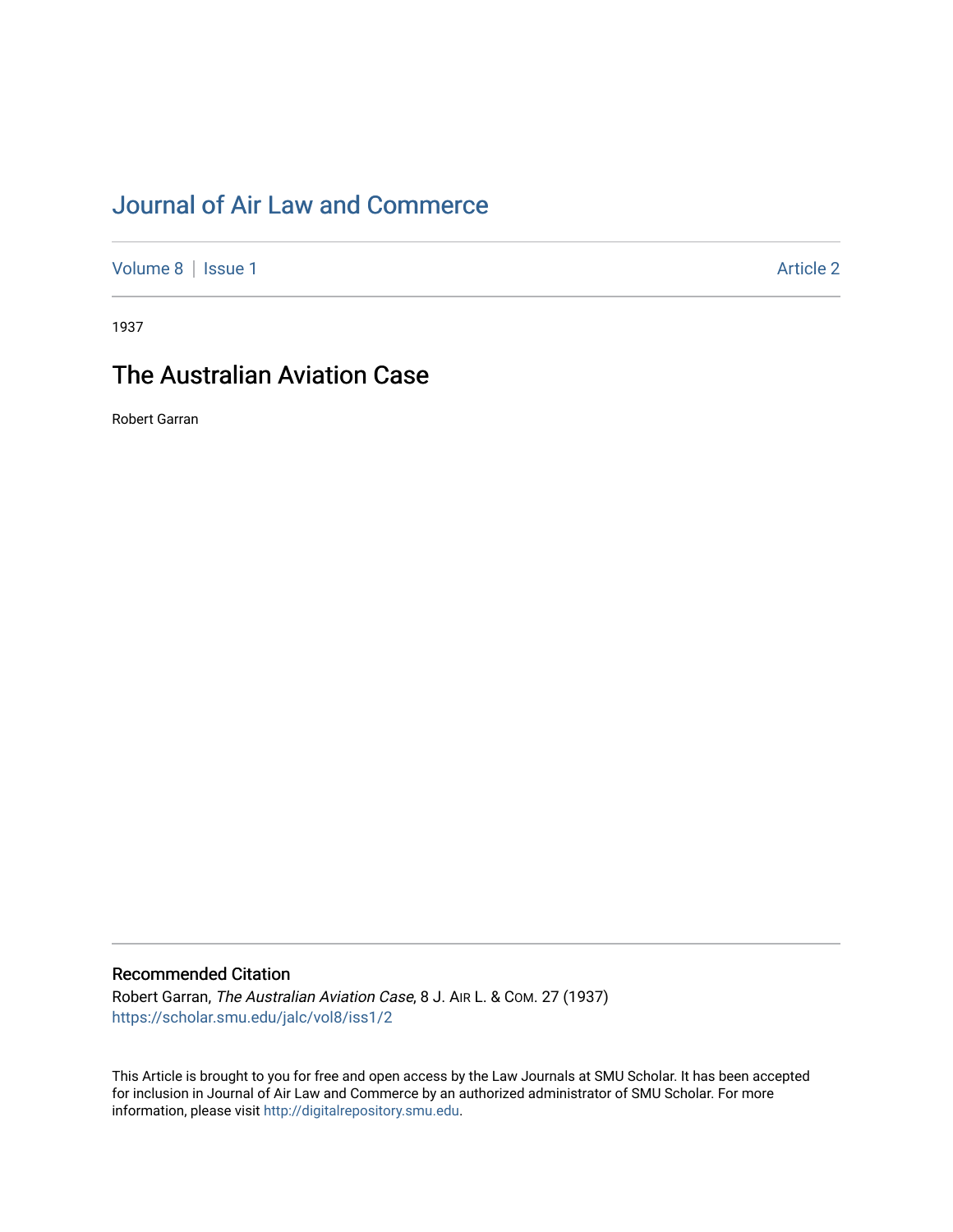# Journal of Air Law and Commerce

Volume 8 | Issue 1 Article 2

1937

## The Australian Aviation Case

Robert Garran

### Recommended Citation

Robert Garran, *The Australian Aviation Case*, 8 J. AIR L. & COM. 27 (1937)
https://scholar.smu.edu/jalc/vol8/iss1/2

This Article is brought to you for free and open access by the Law Journals at SMU Scholar. It has been accepted for inclusion in Journal of Air Law and Commerce by an authorized administrator of SMU Scholar. For more information, please visit http://digitalrepository.smu.edu.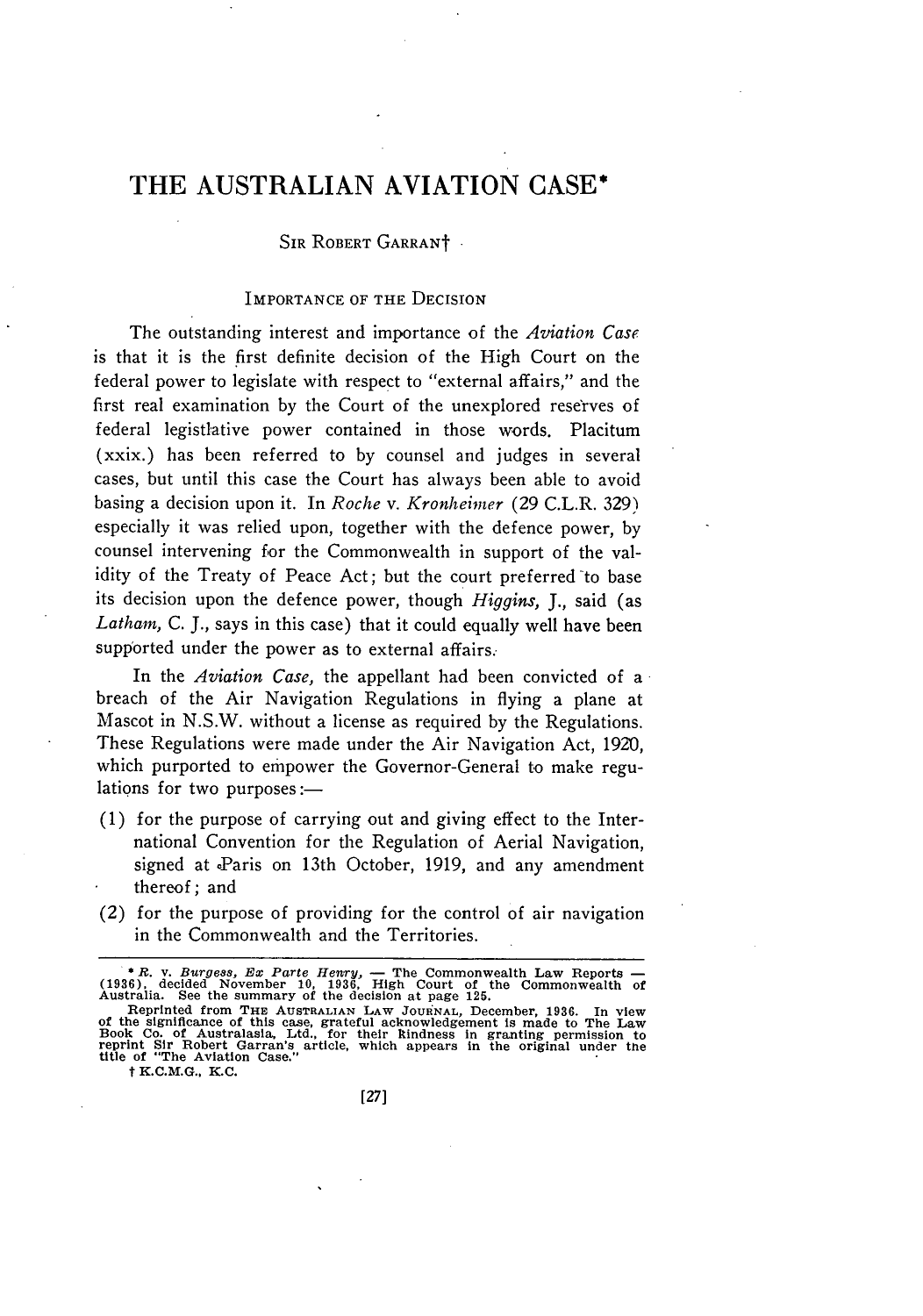# THE AUSTRALIAN AVIATION CASE*

SIR ROBERT GARRAN†

IMPORTANCE OF THE DECISION

The outstanding interest and importance of the *Aviation Case* is that it is the first definite decision of the High Court on the federal power to legislate with respect to "external affairs," and the first real examination by the Court of the unexplored reserves of federal legistlative power contained in those words. Placitum (xxix.) has been referred to by counsel and judges in several cases, but until this case the Court has always been able to avoid basing a decision upon it. In *Roche* v. *Kronheimer* (29 C.L.R. 329) especially it was relied upon, together with the defence power, by counsel intervening for the Commonwealth in support of the validity of the Treaty of Peace Act; but the court preferred to base its decision upon the defence power, though *Higgins,* J., said (as *Latham,* C. J., says in this case) that it could equally well have been supported under the power as to external affairs.

In the *Aviation Case,* the appellant had been convicted of a breach of the Air Navigation Regulations in flying a plane at Mascot in N.S.W. without a license as required by the Regulations. These Regulations were made under the Air Navigation Act, 1920, which purported to empower the Governor-General to make regulations for two purposes:—

(1) for the purpose of carrying out and giving effect to the International Convention for the Regulation of Aerial Navigation, signed at Paris on 13th October, 1919, and any amendment thereof; and
(2) for the purpose of providing for the control of air navigation in the Commonwealth and the Territories.

---

\* *R.* v. *Burgess, Ex Parte Henry,* — The Commonwealth Law Reports — (1936), decided November 10, 1936, High Court of the Commonwealth of Australia. See the summary of the decision at page 125.

Reprinted from THE AUSTRALIAN LAW JOURNAL, December, 1936. In view of the significance of this case, grateful acknowledgement is made to The Law Book Co. of Australasia, Ltd., for their kindness in granting permission to reprint Sir Robert Garran's article, which appears in the original under the title of "The Aviation Case."

† K.C.M.G., K.C.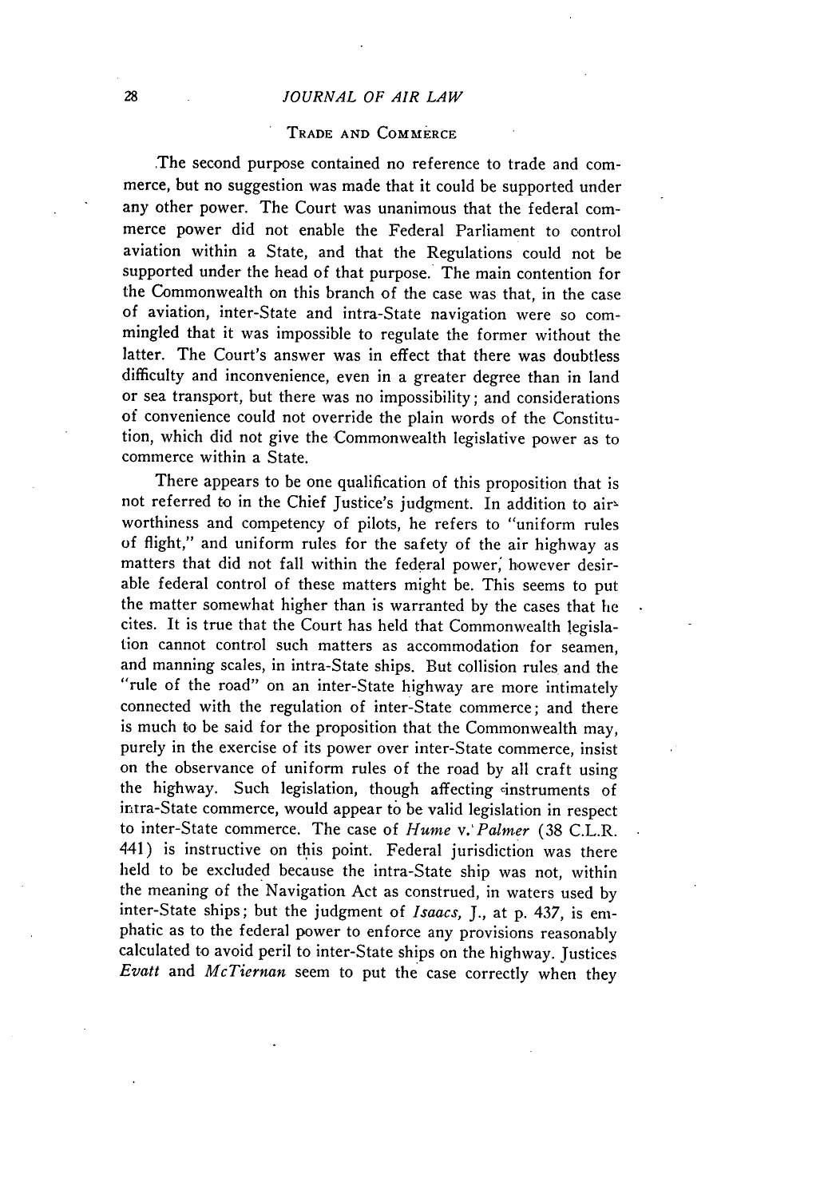## TRADE AND COMMERCE

The second purpose contained no reference to trade and commerce, but no suggestion was made that it could be supported under any other power. The Court was unanimous that the federal commerce power did not enable the Federal Parliament to control aviation within a State, and that the Regulations could not be supported under the head of that purpose. The main contention for the Commonwealth on this branch of the case was that, in the case of aviation, inter-State and intra-State navigation were so commingled that it was impossible to regulate the former without the latter. The Court's answer was in effect that there was doubtless difficulty and inconvenience, even in a greater degree than in land or sea transport, but there was no impossibility; and considerations of convenience could not override the plain words of the Constitution, which did not give the Commonwealth legislative power as to commerce within a State.

There appears to be one qualification of this proposition that is not referred to in the Chief Justice's judgment. In addition to airworthiness and competency of pilots, he refers to "uniform rules of flight," and uniform rules for the safety of the air highway as matters that did not fall within the federal power, however desirable federal control of these matters might be. This seems to put the matter somewhat higher than is warranted by the cases that he cites. It is true that the Court has held that Commonwealth legislation cannot control such matters as accommodation for seamen, and manning scales, in intra-State ships. But collision rules and the "rule of the road" on an inter-State highway are more intimately connected with the regulation of inter-State commerce; and there is much to be said for the proposition that the Commonwealth may, purely in the exercise of its power over inter-State commerce, insist on the observance of uniform rules of the road by all craft using the highway. Such legislation, though affecting instruments of intra-State commerce, would appear to be valid legislation in respect to inter-State commerce. The case of *Hume* v. *Palmer* (38 C.L.R. 441) is instructive on this point. Federal jurisdiction was there held to be excluded because the intra-State ship was not, within the meaning of the Navigation Act as construed, in waters used by inter-State ships; but the judgment of *Isaacs*, J., at p. 437, is emphatic as to the federal power to enforce any provisions reasonably calculated to avoid peril to inter-State ships on the highway. Justices *Evatt* and *McTiernan* seem to put the case correctly when they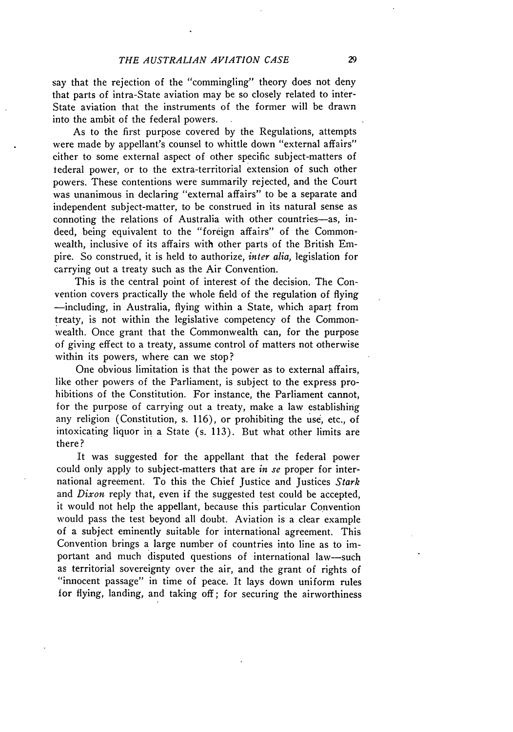say that the rejection of the "commingling" theory does not deny that parts of intra-State aviation may be so closely related to inter-State aviation that the instruments of the former will be drawn into the ambit of the federal powers.

As to the first purpose covered by the Regulations, attempts were made by appellant's counsel to whittle down "external affairs" either to some external aspect of other specific subject-matters of federal power, or to the extra-territorial extension of such other powers. These contentions were summarily rejected, and the Court was unanimous in declaring "external affairs" to be a separate and independent subject-matter, to be construed in its natural sense as connoting the relations of Australia with other countries—as, indeed, being equivalent to the "foreign affairs" of the Commonwealth, inclusive of its affairs with other parts of the British Empire. So construed, it is held to authorize, *inter alia,* legislation for carrying out a treaty such as the Air Convention.

This is the central point of interest of the decision. The Convention covers practically the whole field of the regulation of flying —including, in Australia, flying within a State, which apart from treaty, is not within the legislative competency of the Commonwealth. Once grant that the Commonwealth can, for the purpose of giving effect to a treaty, assume control of matters not otherwise within its powers, where can we stop?

One obvious limitation is that the power as to external affairs, like other powers of the Parliament, is subject to the express prohibitions of the Constitution. For instance, the Parliament cannot, for the purpose of carrying out a treaty, make a law establishing any religion (Constitution, s. 116), or prohibiting the use, etc., of intoxicating liquor in a State (s. 113). But what other limits are there?

It was suggested for the appellant that the federal power could only apply to subject-matters that are *in se* proper for international agreement. To this the Chief Justice and Justices *Stark* and *Dixon* reply that, even if the suggested test could be accepted, it would not help the appellant, because this particular Convention would pass the test beyond all doubt. Aviation is a clear example of a subject eminently suitable for international agreement. This Convention brings a large number of countries into line as to important and much disputed questions of international law—such as territorial sovereignty over the air, and the grant of rights of "innocent passage" in time of peace. It lays down uniform rules for flying, landing, and taking off; for securing the airworthiness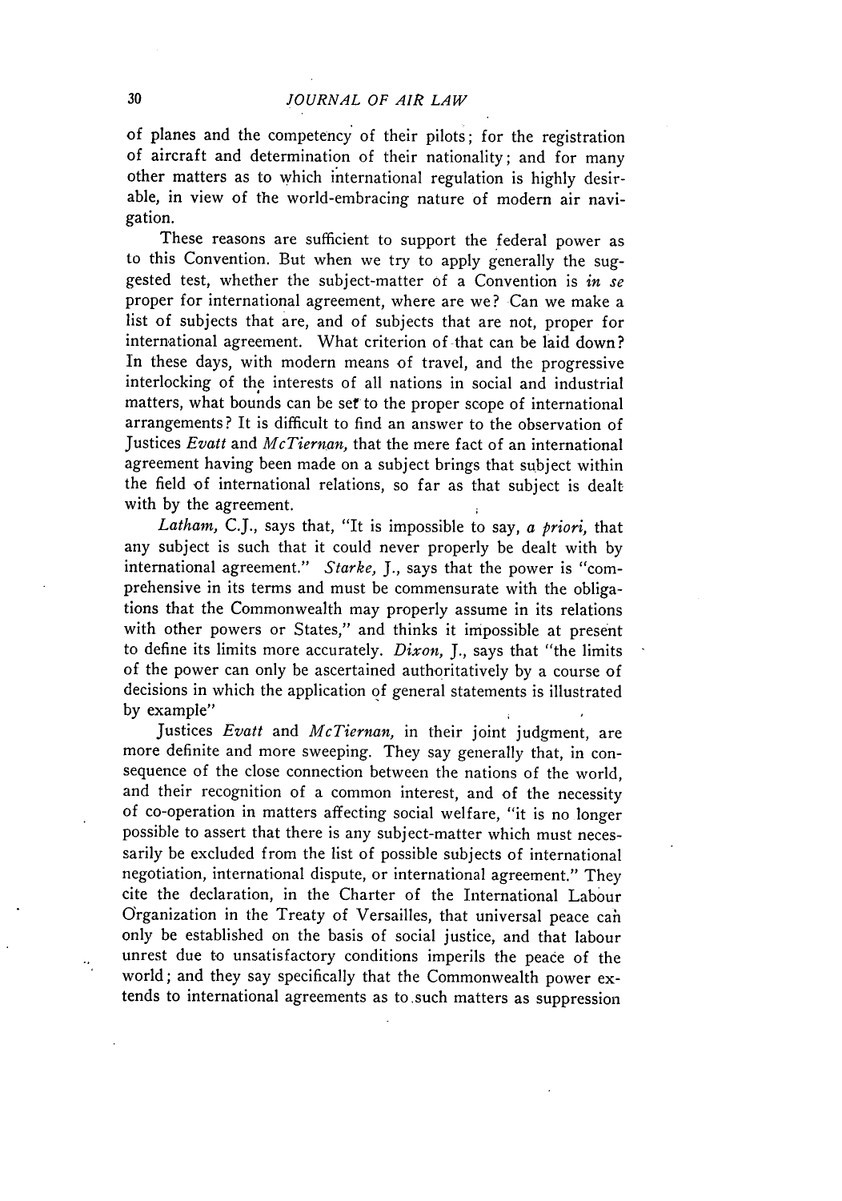of planes and the competency of their pilots; for the registration of aircraft and determination of their nationality; and for many other matters as to which international regulation is highly desirable, in view of the world-embracing nature of modern air navigation.

These reasons are sufficient to support the federal power as to this Convention. But when we try to apply generally the suggested test, whether the subject-matter of a Convention is *in se* proper for international agreement, where are we? Can we make a list of subjects that are, and of subjects that are not, proper for international agreement. What criterion of that can be laid down? In these days, with modern means of travel, and the progressive interlocking of the interests of all nations in social and industrial matters, what bounds can be set to the proper scope of international arrangements? It is difficult to find an answer to the observation of Justices *Evatt* and *McTiernan,* that the mere fact of an international agreement having been made on a subject brings that subject within the field of international relations, so far as that subject is dealt with by the agreement.

*Latham,* C.J., says that, "It is impossible to say, *a priori,* that any subject is such that it could never properly be dealt with by international agreement." *Starke,* J., says that the power is "comprehensive in its terms and must be commensurate with the obligations that the Commonwealth may properly assume in its relations with other powers or States," and thinks it impossible at present to define its limits more accurately. *Dixon,* J., says that "the limits of the power can only be ascertained authoritatively by a course of decisions in which the application of general statements is illustrated by example"

Justices *Evatt* and *McTiernan,* in their joint judgment, are more definite and more sweeping. They say generally that, in consequence of the close connection between the nations of the world, and their recognition of a common interest, and of the necessity of co-operation in matters affecting social welfare, "it is no longer possible to assert that there is any subject-matter which must necessarily be excluded from the list of possible subjects of international negotiation, international dispute, or international agreement." They cite the declaration, in the Charter of the International Labour Organization in the Treaty of Versailles, that universal peace can only be established on the basis of social justice, and that labour unrest due to unsatisfactory conditions imperils the peace of the world; and they say specifically that the Commonwealth power extends to international agreements as to such matters as suppression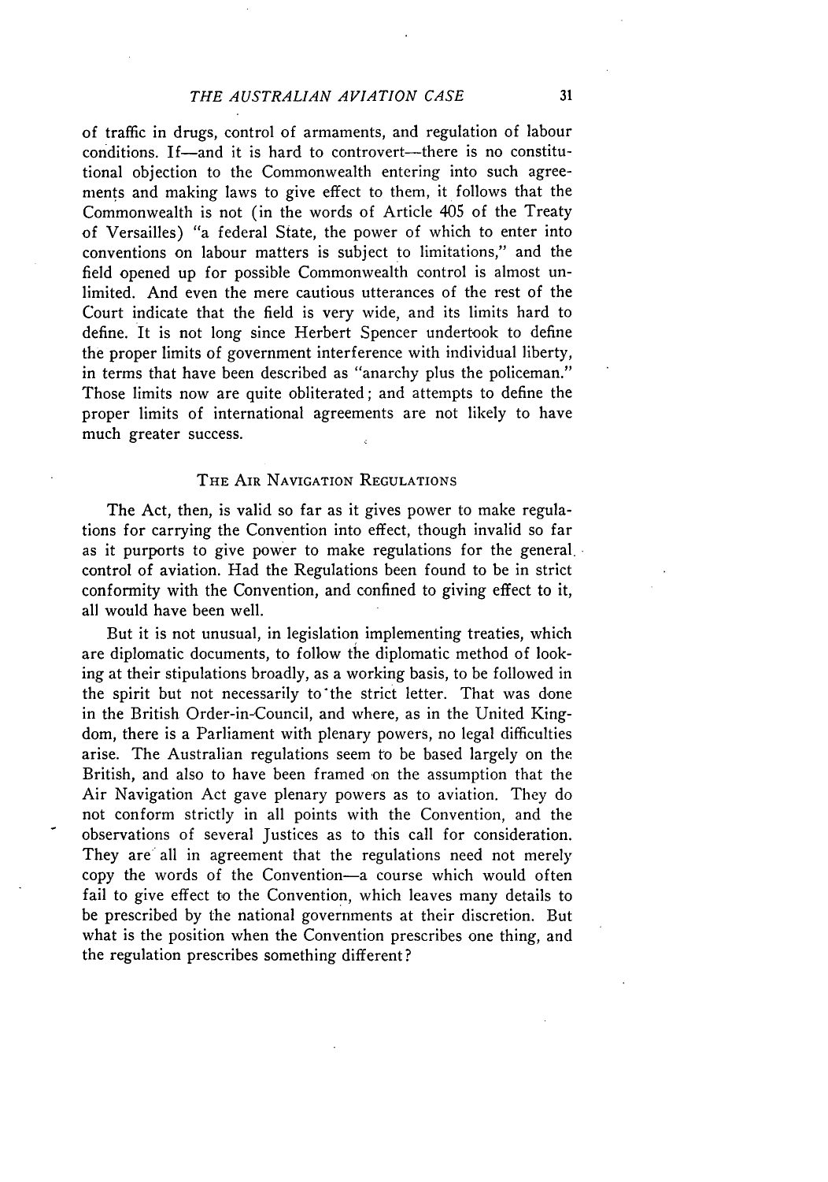of traffic in drugs, control of armaments, and regulation of labour conditions. If—and it is hard to controvert—there is no constitutional objection to the Commonwealth entering into such agreements and making laws to give effect to them, it follows that the Commonwealth is not (in the words of Article 405 of the Treaty of Versailles) "a federal State, the power of which to enter into conventions on labour matters is subject to limitations," and the field opened up for possible Commonwealth control is almost unlimited. And even the mere cautious utterances of the rest of the Court indicate that the field is very wide, and its limits hard to define. It is not long since Herbert Spencer undertook to define the proper limits of government interference with individual liberty, in terms that have been described as "anarchy plus the policeman." Those limits now are quite obliterated; and attempts to define the proper limits of international agreements are not likely to have much greater success.

## THE AIR NAVIGATION REGULATIONS

The Act, then, is valid so far as it gives power to make regulations for carrying the Convention into effect, though invalid so far as it purports to give power to make regulations for the general control of aviation. Had the Regulations been found to be in strict conformity with the Convention, and confined to giving effect to it, all would have been well.

But it is not unusual, in legislation implementing treaties, which are diplomatic documents, to follow the diplomatic method of looking at their stipulations broadly, as a working basis, to be followed in the spirit but not necessarily to the strict letter. That was done in the British Order-in-Council, and where, as in the United Kingdom, there is a Parliament with plenary powers, no legal difficulties arise. The Australian regulations seem to be based largely on the British, and also to have been framed on the assumption that the Air Navigation Act gave plenary powers as to aviation. They do not conform strictly in all points with the Convention, and the observations of several Justices as to this call for consideration. They are all in agreement that the regulations need not merely copy the words of the Convention—a course which would often fail to give effect to the Convention, which leaves many details to be prescribed by the national governments at their discretion. But what is the position when the Convention prescribes one thing, and the regulation prescribes something different?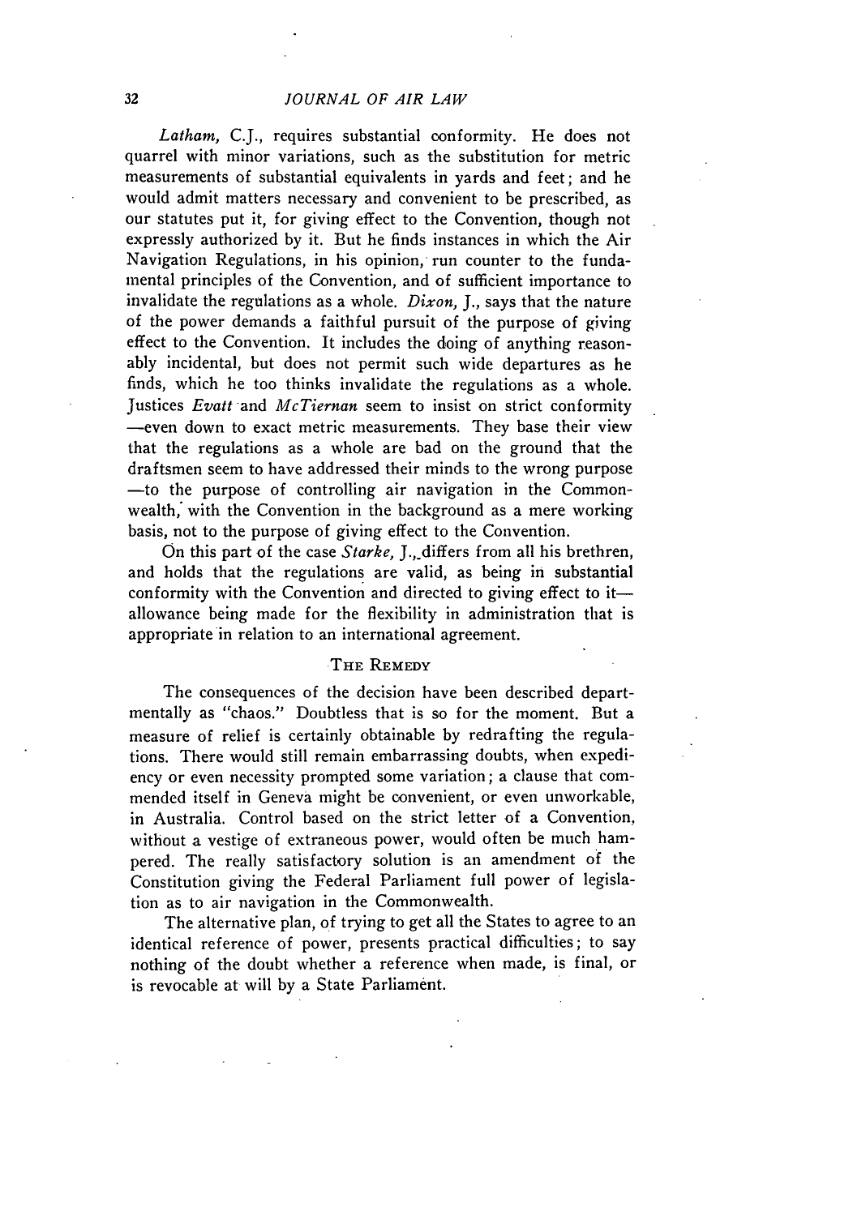*Latham,* C.J., requires substantial conformity. He does not quarrel with minor variations, such as the substitution for metric measurements of substantial equivalents in yards and feet; and he would admit matters necessary and convenient to be prescribed, as our statutes put it, for giving effect to the Convention, though not expressly authorized by it. But he finds instances in which the Air Navigation Regulations, in his opinion, run counter to the fundamental principles of the Convention, and of sufficient importance to invalidate the regulations as a whole. *Dixon,* J., says that the nature of the power demands a faithful pursuit of the purpose of giving effect to the Convention. It includes the doing of anything reasonably incidental, but does not permit such wide departures as he finds, which he too thinks invalidate the regulations as a whole. Justices *Evatt* and *McTiernan* seem to insist on strict conformity —even down to exact metric measurements. They base their view that the regulations as a whole are bad on the ground that the draftsmen seem to have addressed their minds to the wrong purpose —to the purpose of controlling air navigation in the Commonwealth, with the Convention in the background as a mere working basis, not to the purpose of giving effect to the Convention.

On this part of the case *Starke,* J., differs from all his brethren, and holds that the regulations are valid, as being in substantial conformity with the Convention and directed to giving effect to it— allowance being made for the flexibility in administration that is appropriate in relation to an international agreement.

## THE REMEDY

The consequences of the decision have been described departmentally as "chaos." Doubtless that is so for the moment. But a measure of relief is certainly obtainable by redrafting the regulations. There would still remain embarrassing doubts, when expediency or even necessity prompted some variation; a clause that commended itself in Geneva might be convenient, or even unworkable, in Australia. Control based on the strict letter of a Convention, without a vestige of extraneous power, would often be much hampered. The really satisfactory solution is an amendment of the Constitution giving the Federal Parliament full power of legislation as to air navigation in the Commonwealth.

The alternative plan, of trying to get all the States to agree to an identical reference of power, presents practical difficulties; to say nothing of the doubt whether a reference when made, is final, or is revocable at will by a State Parliament.